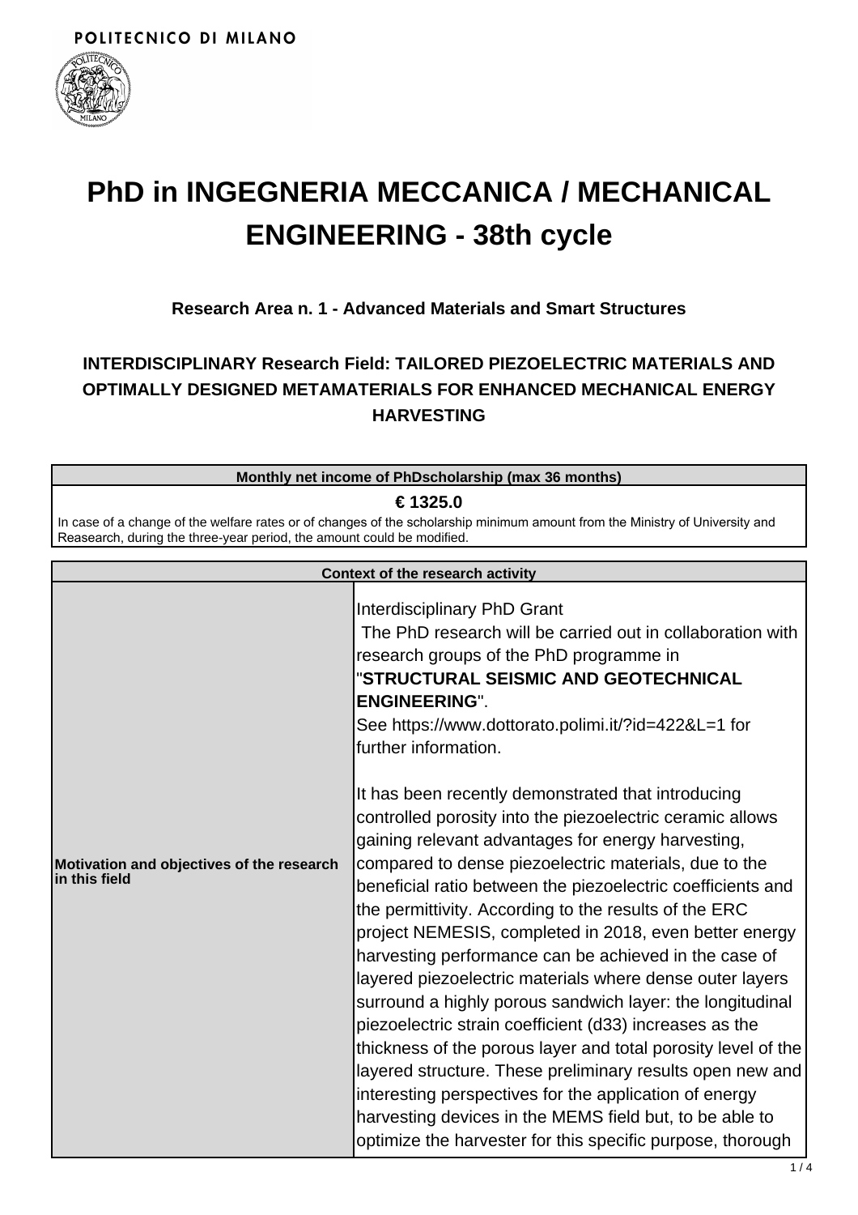POLITECNICO DI MILANO

# PhD in INGEGNERIA MECCANICA / MECHANICAL ENGINEERING - 38th cycle

### Research Area n. 1 - Advanced Materials and Smart Structures

### INTERDISCIPLINARY Research Field: TAILORED PIEZOELECTRIC MATERIALS AND OPTIMALLY DESIGNED METAMATERIALS FOR ENHANCED MECHANICAL ENERGY HARVESTING

| Monthly net income of PhDscholarship (max 36 months) |
|---|
| **€ 1325.0** |
| In case of a change of the welfare rates or of changes of the scholarship minimum amount from the Ministry of University and Reasearch, during the three-year period, the amount could be modified. |

| Context of the research activity | |
|---|---|
| **Motivation and objectives of the research in this field** | Interdisciplinary PhD Grant<br>The PhD research will be carried out in collaboration with research groups of the PhD programme in "**STRUCTURAL SEISMIC AND GEOTECHNICAL ENGINEERING**".<br>See https://www.dottorato.polimi.it/?id=422&L=1 for further information.<br><br>It has been recently demonstrated that introducing controlled porosity into the piezoelectric ceramic allows gaining relevant advantages for energy harvesting, compared to dense piezoelectric materials, due to the beneficial ratio between the piezoelectric coefficients and the permittivity. According to the results of the ERC project NEMESIS, completed in 2018, even better energy harvesting performance can be achieved in the case of layered piezoelectric materials where dense outer layers surround a highly porous sandwich layer: the longitudinal piezoelectric strain coefficient (d33) increases as the thickness of the porous layer and total porosity level of the layered structure. These preliminary results open new and interesting perspectives for the application of energy harvesting devices in the MEMS field but, to be able to optimize the harvester for this specific purpose, thorough |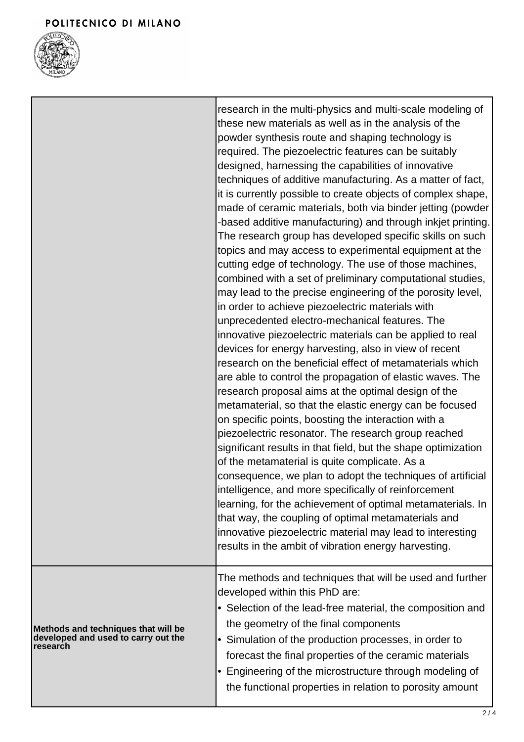| | |
|---|---|
| | research in the multi-physics and multi-scale modeling of these new materials as well as in the analysis of the powder synthesis route and shaping technology is required. The piezoelectric features can be suitably designed, harnessing the capabilities of innovative techniques of additive manufacturing. As a matter of fact, it is currently possible to create objects of complex shape, made of ceramic materials, both via binder jetting (powder -based additive manufacturing) and through inkjet printing. The research group has developed specific skills on such topics and may access to experimental equipment at the cutting edge of technology. The use of those machines, combined with a set of preliminary computational studies, may lead to the precise engineering of the porosity level, in order to achieve piezoelectric materials with unprecedented electro-mechanical features. The innovative piezoelectric materials can be applied to real devices for energy harvesting, also in view of recent research on the beneficial effect of metamaterials which are able to control the propagation of elastic waves. The research proposal aims at the optimal design of the metamaterial, so that the elastic energy can be focused on specific points, boosting the interaction with a piezoelectric resonator. The research group reached significant results in that field, but the shape optimization of the metamaterial is quite complicate. As a consequence, we plan to adopt the techniques of artificial intelligence, and more specifically of reinforcement learning, for the achievement of optimal metamaterials. In that way, the coupling of optimal metamaterials and innovative piezoelectric material may lead to interesting results in the ambit of vibration energy harvesting. |
| **Methods and techniques that will be developed and used to carry out the research** | The methods and techniques that will be used and further developed within this PhD are:<br>• Selection of the lead-free material, the composition and the geometry of the final components<br>• Simulation of the production processes, in order to forecast the final properties of the ceramic materials<br>• Engineering of the microstructure through modeling of the functional properties in relation to porosity amount |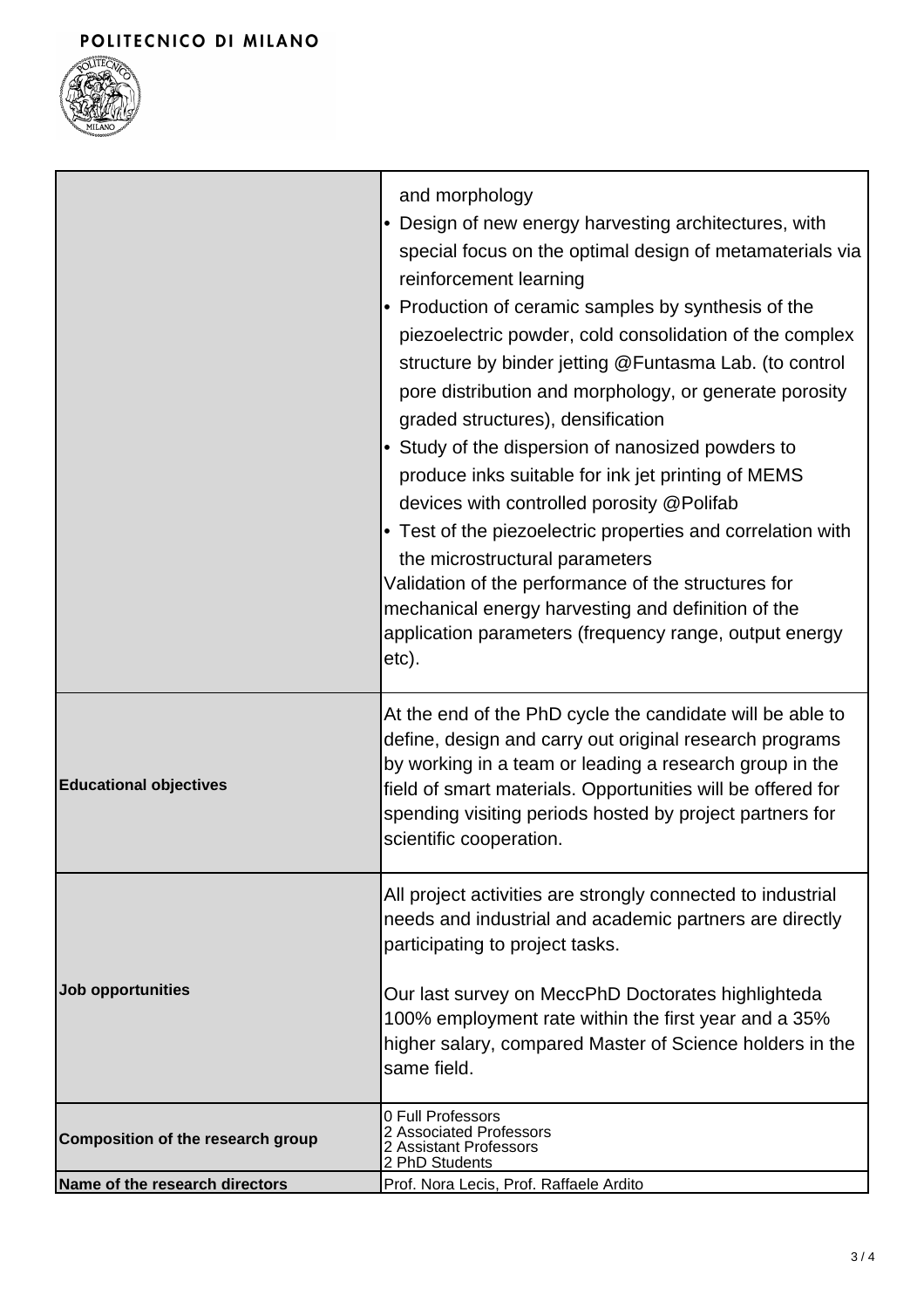| | |
|---|---|
| | and morphology<br>• Design of new energy harvesting architectures, with special focus on the optimal design of metamaterials via reinforcement learning<br>• Production of ceramic samples by synthesis of the piezoelectric powder, cold consolidation of the complex structure by binder jetting @Funtasma Lab. (to control pore distribution and morphology, or generate porosity graded structures), densification<br>• Study of the dispersion of nanosized powders to produce inks suitable for ink jet printing of MEMS devices with controlled porosity @Polifab<br>• Test of the piezoelectric properties and correlation with the microstructural parameters<br>Validation of the performance of the structures for mechanical energy harvesting and definition of the application parameters (frequency range, output energy etc). |
| **Educational objectives** | At the end of the PhD cycle the candidate will be able to define, design and carry out original research programs by working in a team or leading a research group in the field of smart materials. Opportunities will be offered for spending visiting periods hosted by project partners for scientific cooperation. |
| **Job opportunities** | All project activities are strongly connected to industrial needs and industrial and academic partners are directly participating to project tasks.<br><br>Our last survey on MeccPhD Doctorates highlighteda 100% employment rate within the first year and a 35% higher salary, compared Master of Science holders in the same field. |
| **Composition of the research group** | 0 Full Professors<br>2 Associated Professors<br>2 Assistant Professors<br>2 PhD Students |
| **Name of the research directors** | Prof. Nora Lecis, Prof. Raffaele Ardito |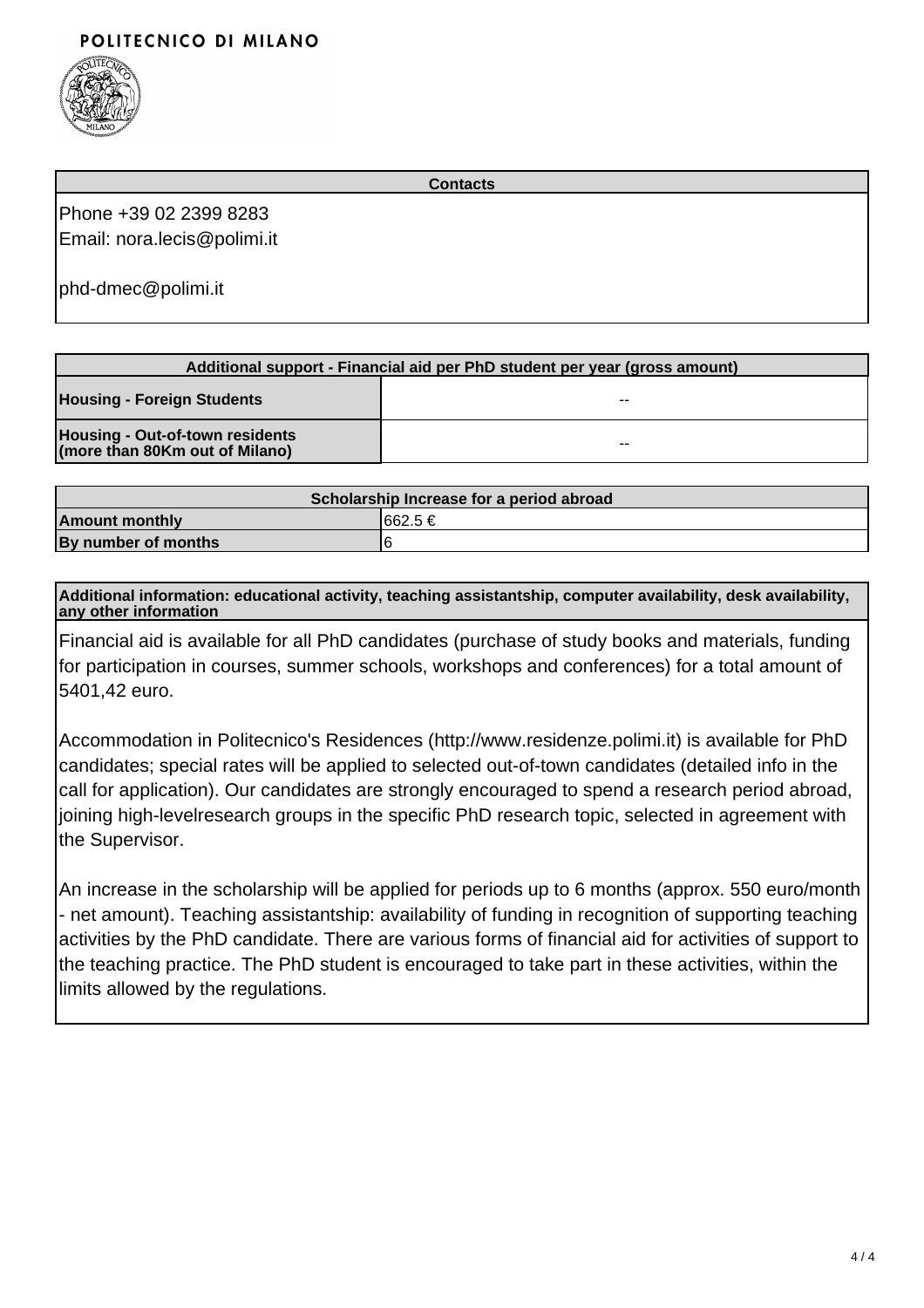| Contacts |
| --- |
| Phone +39 02 2399 8283<br>Email: nora.lecis@polimi.it<br><br>phd-dmec@polimi.it |

| Additional support - Financial aid per PhD student per year (gross amount) | |
| --- | --- |
| **Housing - Foreign Students** | -- |
| **Housing - Out-of-town residents (more than 80Km out of Milano)** | -- |

| Scholarship Increase for a period abroad | |
| --- | --- |
| **Amount monthly** | 662.5 € |
| **By number of months** | 6 |

**Additional information: educational activity, teaching assistantship, computer availability, desk availability, any other information**

Financial aid is available for all PhD candidates (purchase of study books and materials, funding for participation in courses, summer schools, workshops and conferences) for a total amount of 5401,42 euro.

Accommodation in Politecnico's Residences (http://www.residenze.polimi.it) is available for PhD candidates; special rates will be applied to selected out-of-town candidates (detailed info in the call for application). Our candidates are strongly encouraged to spend a research period abroad, joining high-levelresearch groups in the specific PhD research topic, selected in agreement with the Supervisor.

An increase in the scholarship will be applied for periods up to 6 months (approx. 550 euro/month - net amount). Teaching assistantship: availability of funding in recognition of supporting teaching activities by the PhD candidate. There are various forms of financial aid for activities of support to the teaching practice. The PhD student is encouraged to take part in these activities, within the limits allowed by the regulations.